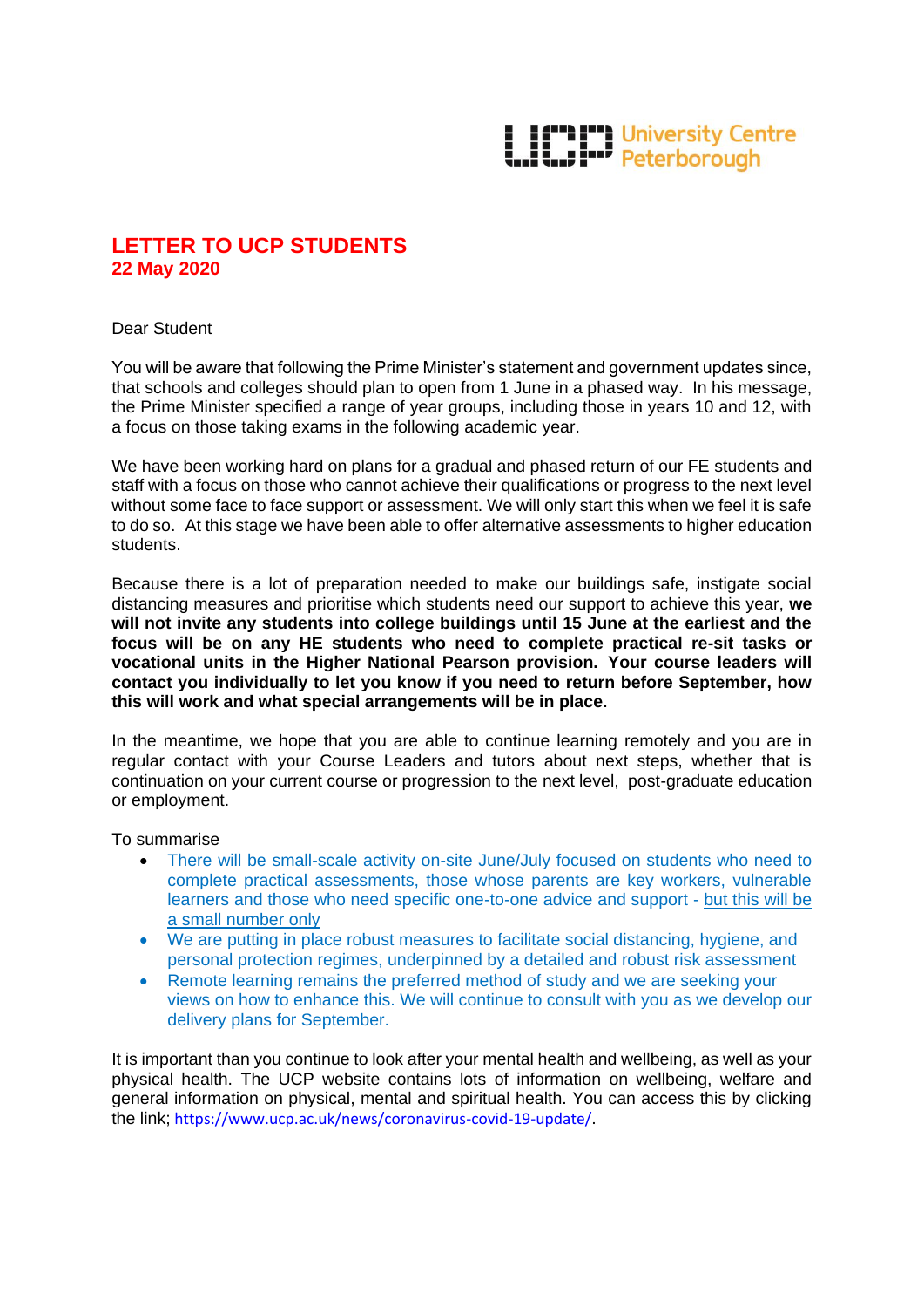University Centre Peterborough

# LETTER TO UCP STUDENTS

**22 May 2020**

Dear Student

You will be aware that following the Prime Minister's statement and government updates since, that schools and colleges should plan to open from 1 June in a phased way. In his message, the Prime Minister specified a range of year groups, including those in years 10 and 12, with a focus on those taking exams in the following academic year.

We have been working hard on plans for a gradual and phased return of our FE students and staff with a focus on those who cannot achieve their qualifications or progress to the next level without some face to face support or assessment. We will only start this when we feel it is safe to do so. At this stage we have been able to offer alternative assessments to higher education students.

Because there is a lot of preparation needed to make our buildings safe, instigate social distancing measures and prioritise which students need our support to achieve this year, **we will not invite any students into college buildings until 15 June at the earliest and the focus will be on any HE students who need to complete practical re-sit tasks or vocational units in the Higher National Pearson provision. Your course leaders will contact you individually to let you know if you need to return before September, how this will work and what special arrangements will be in place.**

In the meantime, we hope that you are able to continue learning remotely and you are in regular contact with your Course Leaders and tutors about next steps, whether that is continuation on your current course or progression to the next level, post-graduate education or employment.

To summarise

- There will be small-scale activity on-site June/July focused on students who need to complete practical assessments, those whose parents are key workers, vulnerable learners and those who need specific one-to-one advice and support - but this will be a small number only
- We are putting in place robust measures to facilitate social distancing, hygiene, and personal protection regimes, underpinned by a detailed and robust risk assessment
- Remote learning remains the preferred method of study and we are seeking your views on how to enhance this. We will continue to consult with you as we develop our delivery plans for September.

It is important than you continue to look after your mental health and wellbeing, as well as your physical health. The UCP website contains lots of information on wellbeing, welfare and general information on physical, mental and spiritual health. You can access this by clicking the link; https://www.ucp.ac.uk/news/coronavirus-covid-19-update/.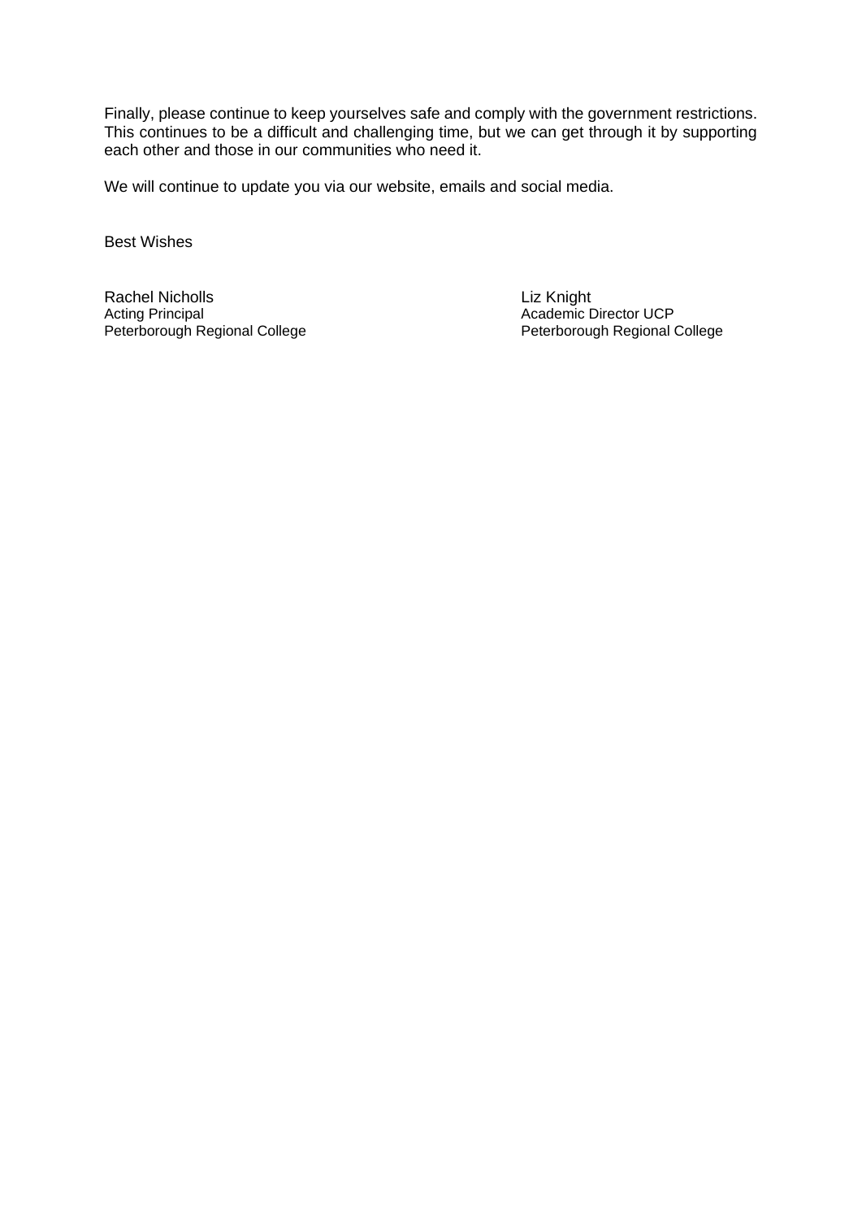Finally, please continue to keep yourselves safe and comply with the government restrictions. This continues to be a difficult and challenging time, but we can get through it by supporting each other and those in our communities who need it.

We will continue to update you via our website, emails and social media.

Best Wishes

Rachel Nicholls
Acting Principal
Peterborough Regional College

Liz Knight
Academic Director UCP
Peterborough Regional College